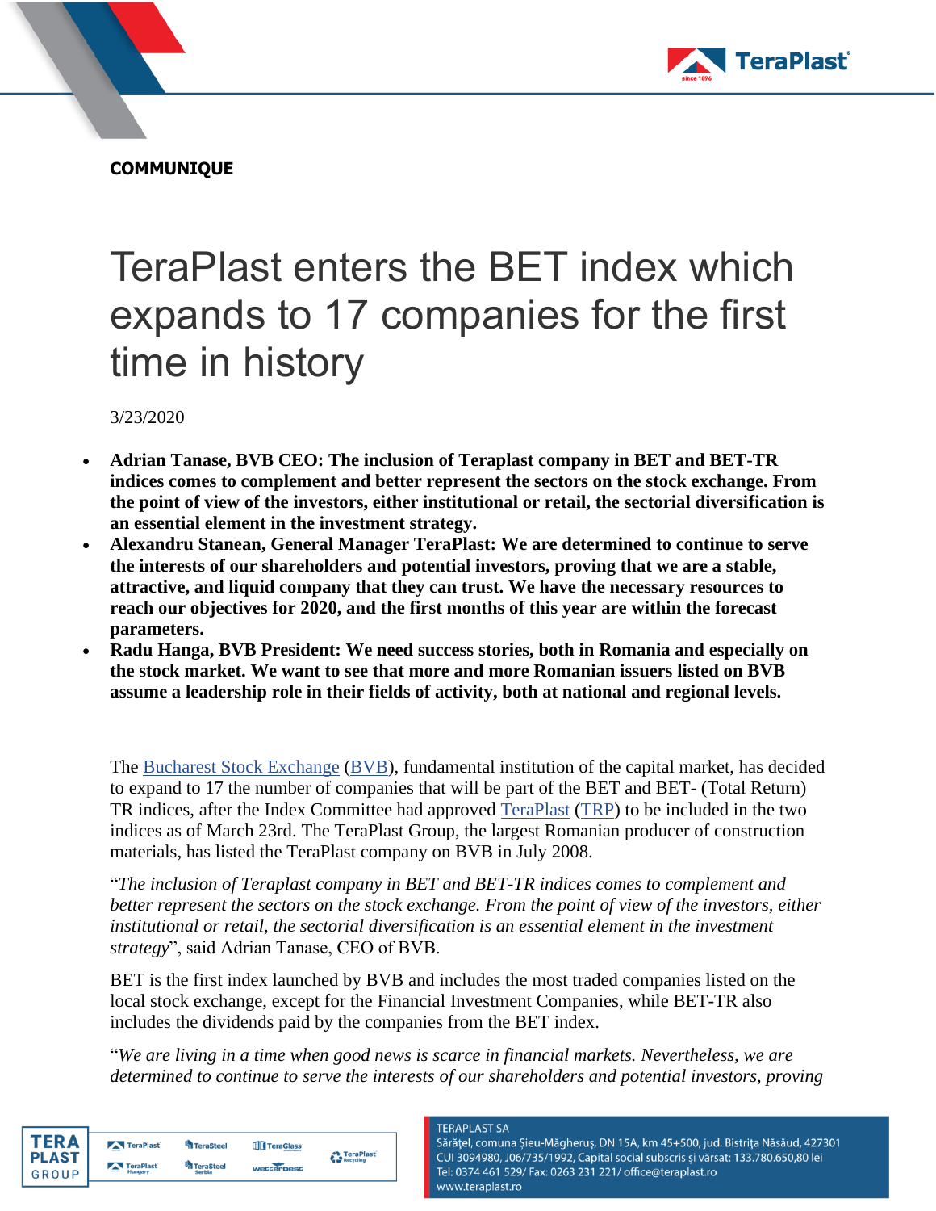**COMMUNIQUE**

# TeraPlast enters the BET index which expands to 17 companies for the first time in history

3/23/2020

- **Adrian Tanase, BVB CEO: The inclusion of Teraplast company in BET and BET-TR indices comes to complement and better represent the sectors on the stock exchange. From the point of view of the investors, either institutional or retail, the sectorial diversification is an essential element in the investment strategy.**
- **Alexandru Stanean, General Manager TeraPlast: We are determined to continue to serve the interests of our shareholders and potential investors, proving that we are a stable, attractive, and liquid company that they can trust. We have the necessary resources to reach our objectives for 2020, and the first months of this year are within the forecast parameters.**
- **Radu Hanga, BVB President: We need success stories, both in Romania and especially on the stock market. We want to see that more and more Romanian issuers listed on BVB assume a leadership role in their fields of activity, both at national and regional levels.**

The Bucharest Stock Exchange (BVB), fundamental institution of the capital market, has decided to expand to 17 the number of companies that will be part of the BET and BET- (Total Return) TR indices, after the Index Committee had approved TeraPlast (TRP) to be included in the two indices as of March 23rd. The TeraPlast Group, the largest Romanian producer of construction materials, has listed the TeraPlast company on BVB in July 2008.

"*The inclusion of Teraplast company in BET and BET-TR indices comes to complement and better represent the sectors on the stock exchange. From the point of view of the investors, either institutional or retail, the sectorial diversification is an essential element in the investment strategy*", said Adrian Tanase, CEO of BVB.

BET is the first index launched by BVB and includes the most traded companies listed on the local stock exchange, except for the Financial Investment Companies, while BET-TR also includes the dividends paid by the companies from the BET index.

"*We are living in a time when good news is scarce in financial markets. Nevertheless, we are determined to continue to serve the interests of our shareholders and potential investors, proving*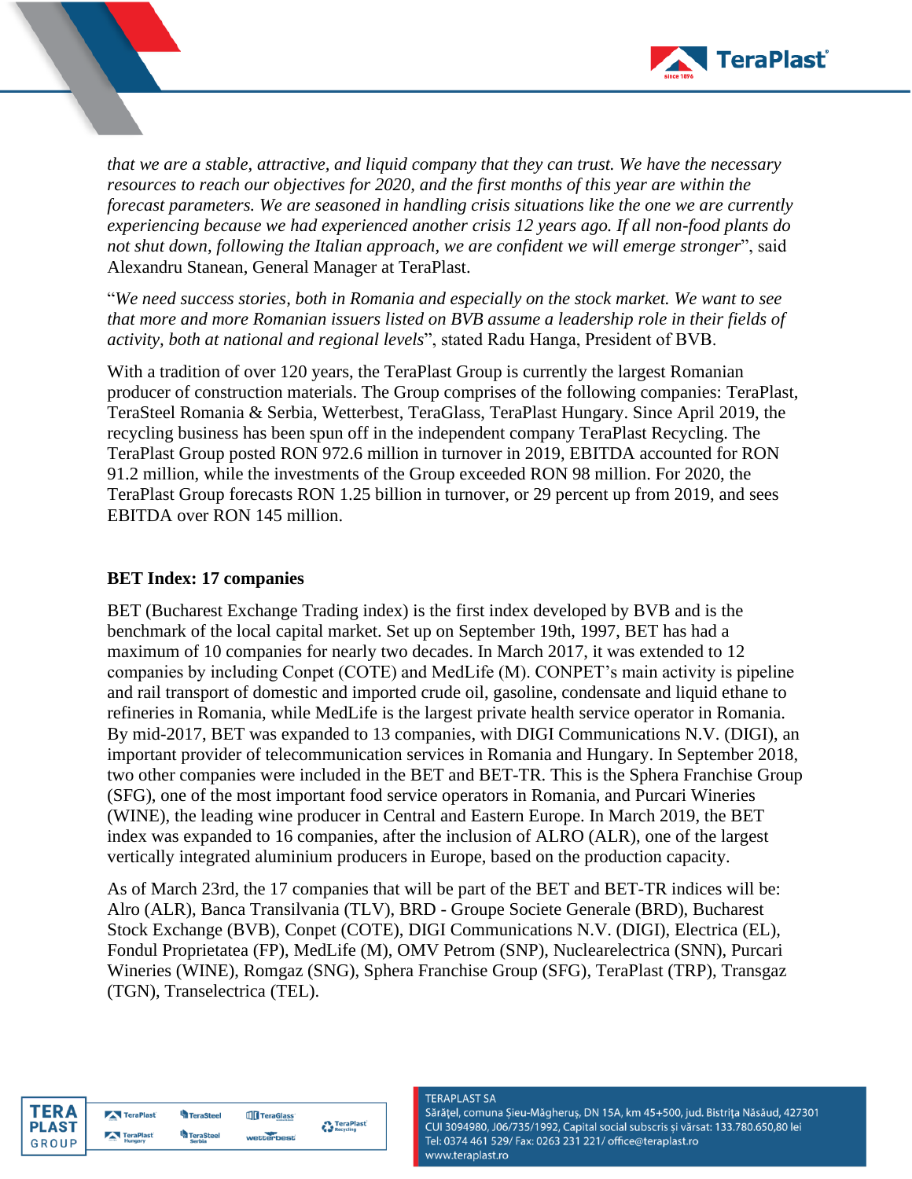*that we are a stable, attractive, and liquid company that they can trust. We have the necessary resources to reach our objectives for 2020, and the first months of this year are within the forecast parameters. We are seasoned in handling crisis situations like the one we are currently experiencing because we had experienced another crisis 12 years ago. If all non-food plants do not shut down, following the Italian approach, we are confident we will emerge stronger*", said Alexandru Stanean, General Manager at TeraPlast.

"*We need success stories, both in Romania and especially on the stock market. We want to see that more and more Romanian issuers listed on BVB assume a leadership role in their fields of activity, both at national and regional levels*", stated Radu Hanga, President of BVB.

With a tradition of over 120 years, the TeraPlast Group is currently the largest Romanian producer of construction materials. The Group comprises of the following companies: TeraPlast, TeraSteel Romania & Serbia, Wetterbest, TeraGlass, TeraPlast Hungary. Since April 2019, the recycling business has been spun off in the independent company TeraPlast Recycling. The TeraPlast Group posted RON 972.6 million in turnover in 2019, EBITDA accounted for RON 91.2 million, while the investments of the Group exceeded RON 98 million. For 2020, the TeraPlast Group forecasts RON 1.25 billion in turnover, or 29 percent up from 2019, and sees EBITDA over RON 145 million.

**BET Index: 17 companies**

BET (Bucharest Exchange Trading index) is the first index developed by BVB and is the benchmark of the local capital market. Set up on September 19th, 1997, BET has had a maximum of 10 companies for nearly two decades. In March 2017, it was extended to 12 companies by including Conpet (COTE) and MedLife (M). CONPET's main activity is pipeline and rail transport of domestic and imported crude oil, gasoline, condensate and liquid ethane to refineries in Romania, while MedLife is the largest private health service operator in Romania. By mid-2017, BET was expanded to 13 companies, with DIGI Communications N.V. (DIGI), an important provider of telecommunication services in Romania and Hungary. In September 2018, two other companies were included in the BET and BET-TR. This is the Sphera Franchise Group (SFG), one of the most important food service operators in Romania, and Purcari Wineries (WINE), the leading wine producer in Central and Eastern Europe. In March 2019, the BET index was expanded to 16 companies, after the inclusion of ALRO (ALR), one of the largest vertically integrated aluminium producers in Europe, based on the production capacity.

As of March 23rd, the 17 companies that will be part of the BET and BET-TR indices will be: Alro (ALR), Banca Transilvania (TLV), BRD - Groupe Societe Generale (BRD), Bucharest Stock Exchange (BVB), Conpet (COTE), DIGI Communications N.V. (DIGI), Electrica (EL), Fondul Proprietatea (FP), MedLife (M), OMV Petrom (SNP), Nuclearelectrica (SNN), Purcari Wineries (WINE), Romgaz (SNG), Sphera Franchise Group (SFG), TeraPlast (TRP), Transgaz (TGN), Transelectrica (TEL).